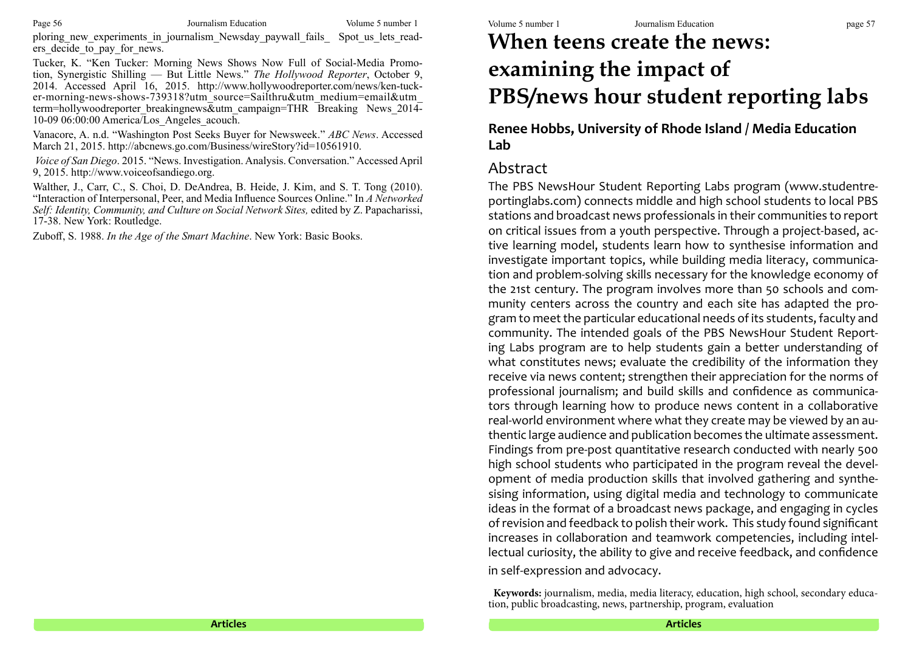ploring_new_experiments_in_journalism_Newsday_paywall_fails_ Spot_us_lets_readers_decide_to_pay_for_news.

Tucker, K. "Ken Tucker: Morning News Shows Now Full of Social-Media Promotion, Synergistic Shilling — But Little News." *The Hollywood Reporter*, October 9, 2014. Accessed April 16, 2015. http://www.hollywoodreporter.com/news/ken-tucker-morning-news-shows-739318?utm_source=Sailthru&utm_medium=email&utm_term=hollywoodreporter_breakingnews&utm_campaign=THR Breaking News_2014-10-09 06:00:00 America/Los_Angeles_acouch.

Vanacore, A. n.d. "Washington Post Seeks Buyer for Newsweek." *ABC News*. Accessed March 21, 2015. http://abcnews.go.com/Business/wireStory?id=10561910.

*Voice of San Diego*. 2015. "News. Investigation. Analysis. Conversation." Accessed April 9, 2015. http://www.voiceofsandiego.org.

Walther, J., Carr, C., S. Choi, D. DeAndrea, B. Heide, J. Kim, and S. T. Tong (2010). "Interaction of Interpersonal, Peer, and Media Influence Sources Online." In *A Networked Self: Identity, Community, and Culture on Social Network Sites,* edited by Z. Papacharissi, 17-38. New York: Routledge.

Zuboff, S. 1988. *In the Age of the Smart Machine*. New York: Basic Books.

# When teens create the news: examining the impact of PBS/news hour student reporting labs

**Renee Hobbs, University of Rhode Island / Media Education Lab**

## Abstract

The PBS NewsHour Student Reporting Labs program (www.studentreportinglabs.com) connects middle and high school students to local PBS stations and broadcast news professionals in their communities to report on critical issues from a youth perspective. Through a project-based, active learning model, students learn how to synthesise information and investigate important topics, while building media literacy, communication and problem-solving skills necessary for the knowledge economy of the 21st century. The program involves more than 50 schools and community centers across the country and each site has adapted the program to meet the particular educational needs of its students, faculty and community. The intended goals of the PBS NewsHour Student Reporting Labs program are to help students gain a better understanding of what constitutes news; evaluate the credibility of the information they receive via news content; strengthen their appreciation for the norms of professional journalism; and build skills and confidence as communicators through learning how to produce news content in a collaborative real-world environment where what they create may be viewed by an authentic large audience and publication becomes the ultimate assessment. Findings from pre-post quantitative research conducted with nearly 500 high school students who participated in the program reveal the development of media production skills that involved gathering and synthesising information, using digital media and technology to communicate ideas in the format of a broadcast news package, and engaging in cycles of revision and feedback to polish their work. This study found significant increases in collaboration and teamwork competencies, including intellectual curiosity, the ability to give and receive feedback, and confidence in self-expression and advocacy.

**Keywords:** journalism, media, media literacy, education, high school, secondary education, public broadcasting, news, partnership, program, evaluation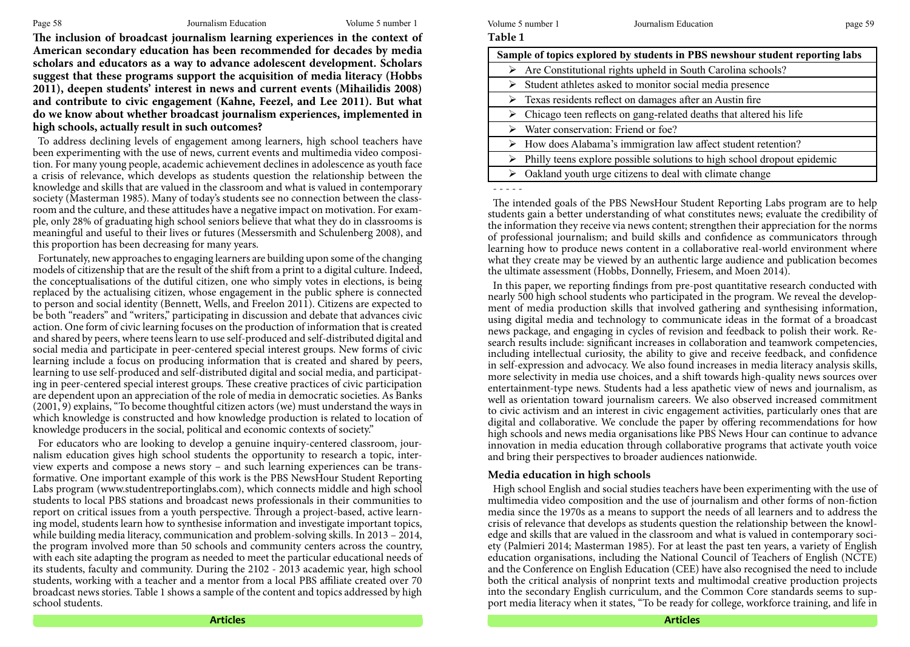**The inclusion of broadcast journalism learning experiences in the context of American secondary education has been recommended for decades by media scholars and educators as a way to advance adolescent development. Scholars suggest that these programs support the acquisition of media literacy (Hobbs 2011), deepen students' interest in news and current events (Mihailidis 2008) and contribute to civic engagement (Kahne, Feezel, and Lee 2011). But what do we know about whether broadcast journalism experiences, implemented in high schools, actually result in such outcomes?**

To address declining levels of engagement among learners, high school teachers have been experimenting with the use of news, current events and multimedia video composition. For many young people, academic achievement declines in adolescence as youth face a crisis of relevance, which develops as students question the relationship between the knowledge and skills that are valued in the classroom and what is valued in contemporary society (Masterman 1985). Many of today's students see no connection between the classroom and the culture, and these attitudes have a negative impact on motivation. For example, only 28% of graduating high school seniors believe that what they do in classrooms is meaningful and useful to their lives or futures (Messersmith and Schulenberg 2008), and this proportion has been decreasing for many years.

Fortunately, new approaches to engaging learners are building upon some of the changing models of citizenship that are the result of the shift from a print to a digital culture. Indeed, the conceptualisations of the dutiful citizen, one who simply votes in elections, is being replaced by the actualising citizen, whose engagement in the public sphere is connected to person and social identity (Bennett, Wells, and Freelon 2011). Citizens are expected to be both "readers" and "writers," participating in discussion and debate that advances civic action. One form of civic learning focuses on the production of information that is created and shared by peers, where teens learn to use self-produced and self-distributed digital and social media and participate in peer-centered special interest groups. New forms of civic learning include a focus on producing information that is created and shared by peers, learning to use self-produced and self-distributed digital and social media, and participating in peer-centered special interest groups. These creative practices of civic participation are dependent upon an appreciation of the role of media in democratic societies. As Banks (2001, 9) explains, "To become thoughtful citizen actors (we) must understand the ways in which knowledge is constructed and how knowledge production is related to location of knowledge producers in the social, political and economic contexts of society."

For educators who are looking to develop a genuine inquiry-centered classroom, journalism education gives high school students the opportunity to research a topic, interview experts and compose a news story – and such learning experiences can be transformative. One important example of this work is the PBS NewsHour Student Reporting Labs program (www.studentreportinglabs.com), which connects middle and high school students to local PBS stations and broadcast news professionals in their communities to report on critical issues from a youth perspective. Through a project-based, active learning model, students learn how to synthesise information and investigate important topics, while building media literacy, communication and problem-solving skills. In 2013 – 2014, the program involved more than 50 schools and community centers across the country, with each site adapting the program as needed to meet the particular educational needs of its students, faculty and community. During the 2102 - 2013 academic year, high school students, working with a teacher and a mentor from a local PBS affiliate created over 70 broadcast news stories. Table 1 shows a sample of the content and topics addressed by high school students.

**Table 1**

| Sample of topics explored by students in PBS newshour student reporting labs |
|---|
| ➢ Are Constitutional rights upheld in South Carolina schools? |
| ➢ Student athletes asked to monitor social media presence |
| ➢ Texas residents reflect on damages after an Austin fire |
| ➢ Chicago teen reflects on gang-related deaths that altered his life |
| ➢ Water conservation: Friend or foe? |
| ➢ How does Alabama's immigration law affect student retention? |
| ➢ Philly teens explore possible solutions to high school dropout epidemic |
| ➢ Oakland youth urge citizens to deal with climate change |

The intended goals of the PBS NewsHour Student Reporting Labs program are to help students gain a better understanding of what constitutes news; evaluate the credibility of the information they receive via news content; strengthen their appreciation for the norms of professional journalism; and build skills and confidence as communicators through learning how to produce news content in a collaborative real-world environment where what they create may be viewed by an authentic large audience and publication becomes the ultimate assessment (Hobbs, Donnelly, Friesem, and Moen 2014).

In this paper, we reporting findings from pre-post quantitative research conducted with nearly 500 high school students who participated in the program. We reveal the development of media production skills that involved gathering and synthesising information, using digital media and technology to communicate ideas in the format of a broadcast news package, and engaging in cycles of revision and feedback to polish their work. Research results include: significant increases in collaboration and teamwork competencies, including intellectual curiosity, the ability to give and receive feedback, and confidence in self-expression and advocacy. We also found increases in media literacy analysis skills, more selectivity in media use choices, and a shift towards high-quality news sources over entertainment-type news. Students had a less apathetic view of news and journalism, as well as orientation toward journalism careers. We also observed increased commitment to civic activism and an interest in civic engagement activities, particularly ones that are digital and collaborative. We conclude the paper by offering recommendations for how high schools and news media organisations like PBS News Hour can continue to advance innovation in media education through collaborative programs that activate youth voice and bring their perspectives to broader audiences nationwide.

### Media education in high schools

High school English and social studies teachers have been experimenting with the use of multimedia video composition and the use of journalism and other forms of non-fiction media since the 1970s as a means to support the needs of all learners and to address the crisis of relevance that develops as students question the relationship between the knowledge and skills that are valued in the classroom and what is valued in contemporary society (Palmieri 2014; Masterman 1985). For at least the past ten years, a variety of English education organisations, including the National Council of Teachers of English (NCTE) and the Conference on English Education (CEE) have also recognised the need to include both the critical analysis of nonprint texts and the multimodal creative production projects into the secondary English curriculum, and the Common Core standards seems to support media literacy when it states, "To be ready for college, workforce training, and life in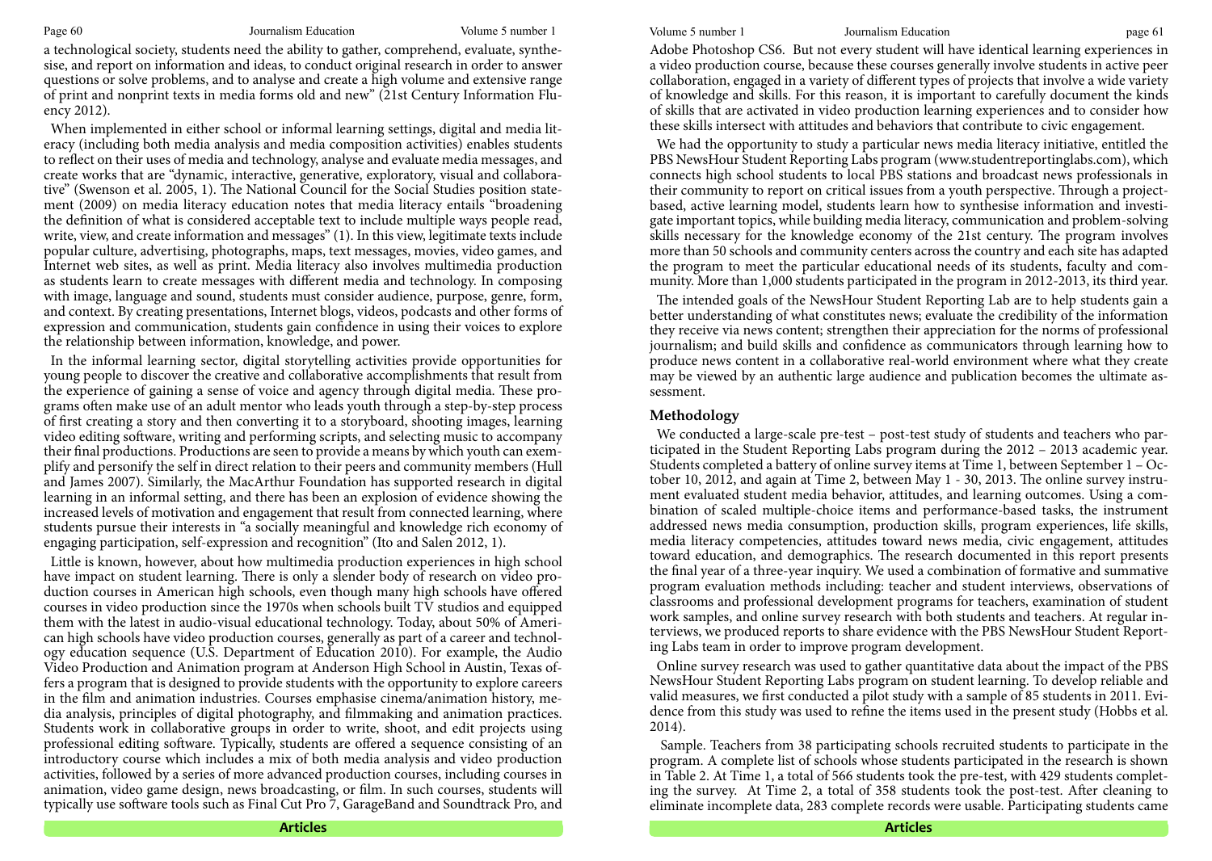a technological society, students need the ability to gather, comprehend, evaluate, synthesise, and report on information and ideas, to conduct original research in order to answer questions or solve problems, and to analyse and create a high volume and extensive range of print and nonprint texts in media forms old and new" (21st Century Information Fluency 2012).

When implemented in either school or informal learning settings, digital and media literacy (including both media analysis and media composition activities) enables students to reflect on their uses of media and technology, analyse and evaluate media messages, and create works that are "dynamic, interactive, generative, exploratory, visual and collaborative" (Swenson et al. 2005, 1). The National Council for the Social Studies position statement (2009) on media literacy education notes that media literacy entails "broadening the definition of what is considered acceptable text to include multiple ways people read, write, view, and create information and messages" (1). In this view, legitimate texts include popular culture, advertising, photographs, maps, text messages, movies, video games, and Internet web sites, as well as print. Media literacy also involves multimedia production as students learn to create messages with different media and technology. In composing with image, language and sound, students must consider audience, purpose, genre, form, and context. By creating presentations, Internet blogs, videos, podcasts and other forms of expression and communication, students gain confidence in using their voices to explore the relationship between information, knowledge, and power.

In the informal learning sector, digital storytelling activities provide opportunities for young people to discover the creative and collaborative accomplishments that result from the experience of gaining a sense of voice and agency through digital media. These programs often make use of an adult mentor who leads youth through a step-by-step process of first creating a story and then converting it to a storyboard, shooting images, learning video editing software, writing and performing scripts, and selecting music to accompany their final productions. Productions are seen to provide a means by which youth can exemplify and personify the self in direct relation to their peers and community members (Hull and James 2007). Similarly, the MacArthur Foundation has supported research in digital learning in an informal setting, and there has been an explosion of evidence showing the increased levels of motivation and engagement that result from connected learning, where students pursue their interests in "a socially meaningful and knowledge rich economy of engaging participation, self-expression and recognition" (Ito and Salen 2012, 1).

Little is known, however, about how multimedia production experiences in high school have impact on student learning. There is only a slender body of research on video production courses in American high schools, even though many high schools have offered courses in video production since the 1970s when schools built TV studios and equipped them with the latest in audio-visual educational technology. Today, about 50% of American high schools have video production courses, generally as part of a career and technology education sequence (U.S. Department of Education 2010). For example, the Audio Video Production and Animation program at Anderson High School in Austin, Texas offers a program that is designed to provide students with the opportunity to explore careers in the film and animation industries. Courses emphasise cinema/animation history, media analysis, principles of digital photography, and filmmaking and animation practices. Students work in collaborative groups in order to write, shoot, and edit projects using professional editing software. Typically, students are offered a sequence consisting of an introductory course which includes a mix of both media analysis and video production activities, followed by a series of more advanced production courses, including courses in animation, video game design, news broadcasting, or film. In such courses, students will typically use software tools such as Final Cut Pro 7, GarageBand and Soundtrack Pro, and Adobe Photoshop CS6. But not every student will have identical learning experiences in a video production course, because these courses generally involve students in active peer collaboration, engaged in a variety of different types of projects that involve a wide variety of knowledge and skills. For this reason, it is important to carefully document the kinds of skills that are activated in video production learning experiences and to consider how these skills intersect with attitudes and behaviors that contribute to civic engagement.

We had the opportunity to study a particular news media literacy initiative, entitled the PBS NewsHour Student Reporting Labs program (www.studentreportinglabs.com), which connects high school students to local PBS stations and broadcast news professionals in their community to report on critical issues from a youth perspective. Through a project-based, active learning model, students learn how to synthesise information and investigate important topics, while building media literacy, communication and problem-solving skills necessary for the knowledge economy of the 21st century. The program involves more than 50 schools and community centers across the country and each site has adapted the program to meet the particular educational needs of its students, faculty and community. More than 1,000 students participated in the program in 2012-2013, its third year.

The intended goals of the NewsHour Student Reporting Lab are to help students gain a better understanding of what constitutes news; evaluate the credibility of the information they receive via news content; strengthen their appreciation for the norms of professional journalism; and build skills and confidence as communicators through learning how to produce news content in a collaborative real-world environment where what they create may be viewed by an authentic large audience and publication becomes the ultimate assessment.

## Methodology

We conducted a large-scale pre-test – post-test study of students and teachers who participated in the Student Reporting Labs program during the 2012 – 2013 academic year. Students completed a battery of online survey items at Time 1, between September 1 – October 10, 2012, and again at Time 2, between May 1 - 30, 2013. The online survey instrument evaluated student media behavior, attitudes, and learning outcomes. Using a combination of scaled multiple-choice items and performance-based tasks, the instrument addressed news media consumption, production skills, program experiences, life skills, media literacy competencies, attitudes toward news media, civic engagement, attitudes toward education, and demographics. The research documented in this report presents the final year of a three-year inquiry. We used a combination of formative and summative program evaluation methods including: teacher and student interviews, observations of classrooms and professional development programs for teachers, examination of student work samples, and online survey research with both students and teachers. At regular interviews, we produced reports to share evidence with the PBS NewsHour Student Reporting Labs team in order to improve program development.

Online survey research was used to gather quantitative data about the impact of the PBS NewsHour Student Reporting Labs program on student learning. To develop reliable and valid measures, we first conducted a pilot study with a sample of 85 students in 2011. Evidence from this study was used to refine the items used in the present study (Hobbs et al. 2014).

Sample. Teachers from 38 participating schools recruited students to participate in the program. A complete list of schools whose students participated in the research is shown in Table 2. At Time 1, a total of 566 students took the pre-test, with 429 students completing the survey. At Time 2, a total of 358 students took the post-test. After cleaning to eliminate incomplete data, 283 complete records were usable. Participating students came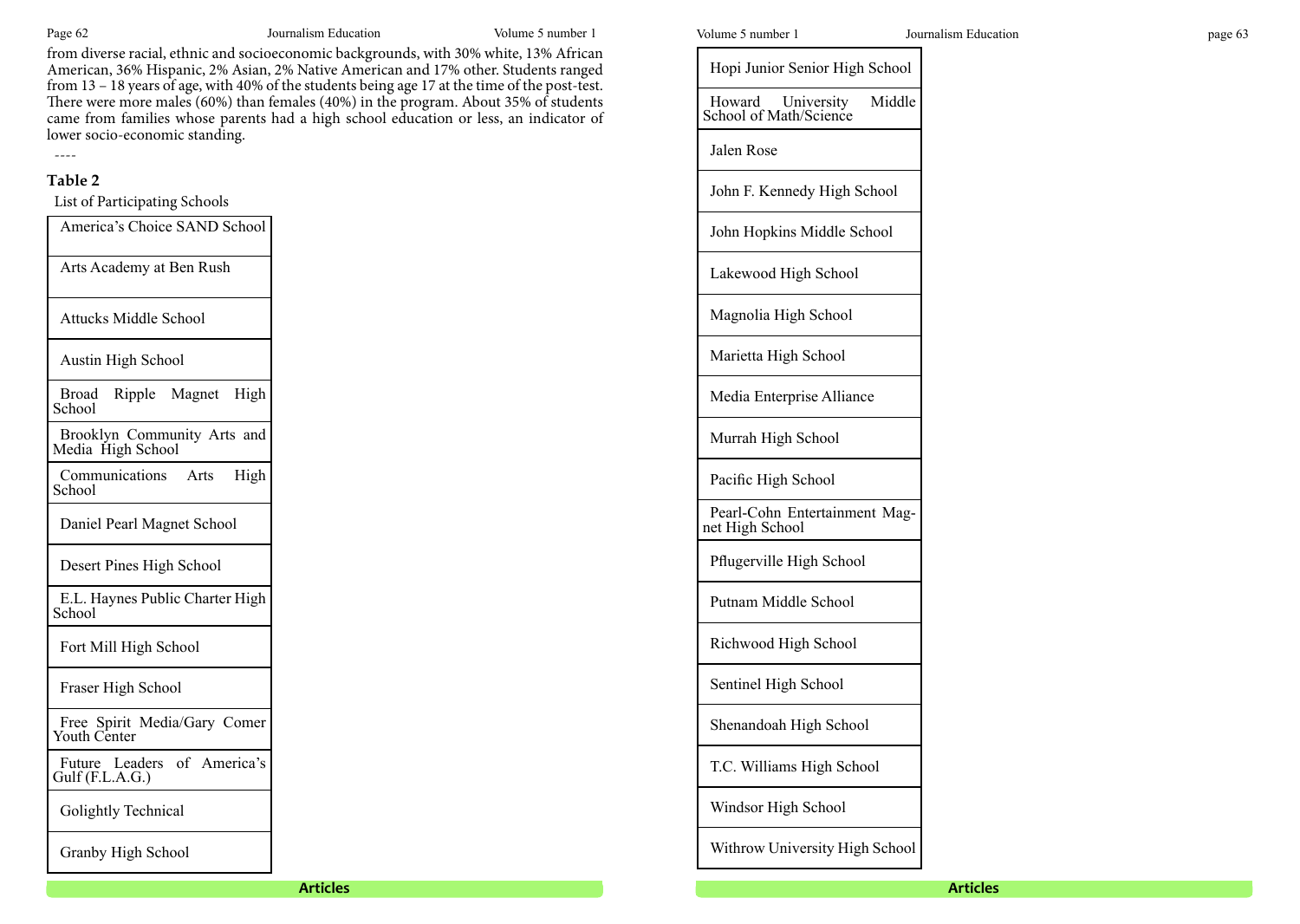from diverse racial, ethnic and socioeconomic backgrounds, with 30% white, 13% African American, 36% Hispanic, 2% Asian, 2% Native American and 17% other. Students ranged from 13 – 18 years of age, with 40% of the students being age 17 at the time of the post-test. There were more males (60%) than females (40%) in the program. About 35% of students came from families whose parents had a high school education or less, an indicator of lower socio-economic standing.

----

**Table 2**

List of Participating Schools

| List of Participating Schools |
|---|
| America's Choice SAND School |
| Arts Academy at Ben Rush |
| Attucks Middle School |
| Austin High School |
| Broad Ripple Magnet High School |
| Brooklyn Community Arts and Media High School |
| Communications Arts High School |
| Daniel Pearl Magnet School |
| Desert Pines High School |
| E.L. Haynes Public Charter High School |
| Fort Mill High School |
| Fraser High School |
| Free Spirit Media/Gary Comer Youth Center |
| Future Leaders of America's Gulf (F.L.A.G.) |
| Golightly Technical |
| Granby High School |
| Hopi Junior Senior High School |
| Howard University Middle School of Math/Science |
| Jalen Rose |
| John F. Kennedy High School |
| John Hopkins Middle School |
| Lakewood High School |
| Magnolia High School |
| Marietta High School |
| Media Enterprise Alliance |
| Murrah High School |
| Pacific High School |
| Pearl-Cohn Entertainment Magnet High School |
| Pflugerville High School |
| Putnam Middle School |
| Richwood High School |
| Sentinel High School |
| Shenandoah High School |
| T.C. Williams High School |
| Windsor High School |
| Withrow University High School |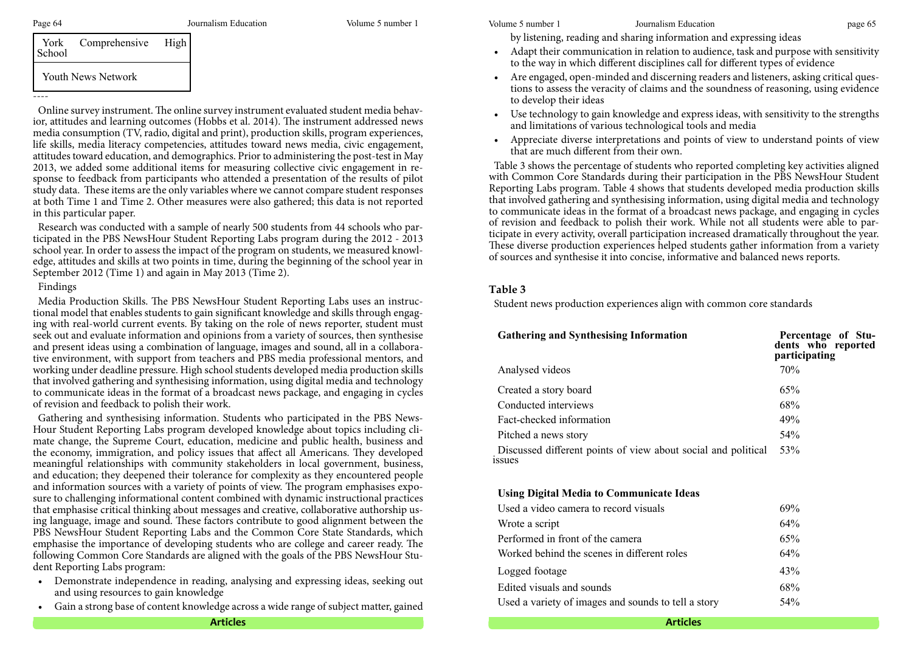| York Comprehensive High School |
| --- |
| Youth News Network |

----

Online survey instrument. The online survey instrument evaluated student media behavior, attitudes and learning outcomes (Hobbs et al. 2014). The instrument addressed news media consumption (TV, radio, digital and print), production skills, program experiences, life skills, media literacy competencies, attitudes toward news media, civic engagement, attitudes toward education, and demographics. Prior to administering the post-test in May 2013, we added some additional items for measuring collective civic engagement in response to feedback from participants who attended a presentation of the results of pilot study data. These items are the only variables where we cannot compare student responses at both Time 1 and Time 2. Other measures were also gathered; this data is not reported in this particular paper.

Research was conducted with a sample of nearly 500 students from 44 schools who participated in the PBS NewsHour Student Reporting Labs program during the 2012 - 2013 school year. In order to assess the impact of the program on students, we measured knowledge, attitudes and skills at two points in time, during the beginning of the school year in September 2012 (Time 1) and again in May 2013 (Time 2).

Findings

Media Production Skills. The PBS NewsHour Student Reporting Labs uses an instructional model that enables students to gain significant knowledge and skills through engaging with real-world current events. By taking on the role of news reporter, student must seek out and evaluate information and opinions from a variety of sources, then synthesise and present ideas using a combination of language, images and sound, all in a collaborative environment, with support from teachers and PBS media professional mentors, and working under deadline pressure. High school students developed media production skills that involved gathering and synthesising information, using digital media and technology to communicate ideas in the format of a broadcast news package, and engaging in cycles of revision and feedback to polish their work.

Gathering and synthesising information. Students who participated in the PBS NewsHour Student Reporting Labs program developed knowledge about topics including climate change, the Supreme Court, education, medicine and public health, business and the economy, immigration, and policy issues that affect all Americans. They developed meaningful relationships with community stakeholders in local government, business, and education; they deepened their tolerance for complexity as they encountered people and information sources with a variety of points of view. The program emphasises exposure to challenging informational content combined with dynamic instructional practices that emphasise critical thinking about messages and creative, collaborative authorship using language, image and sound. These factors contribute to good alignment between the PBS NewsHour Student Reporting Labs and the Common Core State Standards, which emphasise the importance of developing students who are college and career ready. The following Common Core Standards are aligned with the goals of the PBS NewsHour Student Reporting Labs program:

- Demonstrate independence in reading, analysing and expressing ideas, seeking out and using resources to gain knowledge
- Gain a strong base of content knowledge across a wide range of subject matter, gained by listening, reading and sharing information and expressing ideas
- Adapt their communication in relation to audience, task and purpose with sensitivity to the way in which different disciplines call for different types of evidence
- Are engaged, open-minded and discerning readers and listeners, asking critical questions to assess the veracity of claims and the soundness of reasoning, using evidence to develop their ideas
- Use technology to gain knowledge and express ideas, with sensitivity to the strengths and limitations of various technological tools and media
- Appreciate diverse interpretations and points of view to understand points of view that are much different from their own.

Table 3 shows the percentage of students who reported completing key activities aligned with Common Core Standards during their participation in the PBS NewsHour Student Reporting Labs program. Table 4 shows that students developed media production skills that involved gathering and synthesising information, using digital media and technology to communicate ideas in the format of a broadcast news package, and engaging in cycles of revision and feedback to polish their work. While not all students were able to participate in every activity, overall participation increased dramatically throughout the year. These diverse production experiences helped students gather information from a variety of sources and synthesise it into concise, informative and balanced news reports.

**Table 3**

Student news production experiences align with common core standards

| **Gathering and Synthesising Information** | **Percentage of Students who reported participating** |
| --- | --- |
| Analysed videos | 70% |
| Created a story board | 65% |
| Conducted interviews | 68% |
| Fact-checked information | 49% |
| Pitched a news story | 54% |
| Discussed different points of view about social and political issues | 53% |
| **Using Digital Media to Communicate Ideas** | |
| Used a video camera to record visuals | 69% |
| Wrote a script | 64% |
| Performed in front of the camera | 65% |
| Worked behind the scenes in different roles | 64% |
| Logged footage | 43% |
| Edited visuals and sounds | 68% |
| Used a variety of images and sounds to tell a story | 54% |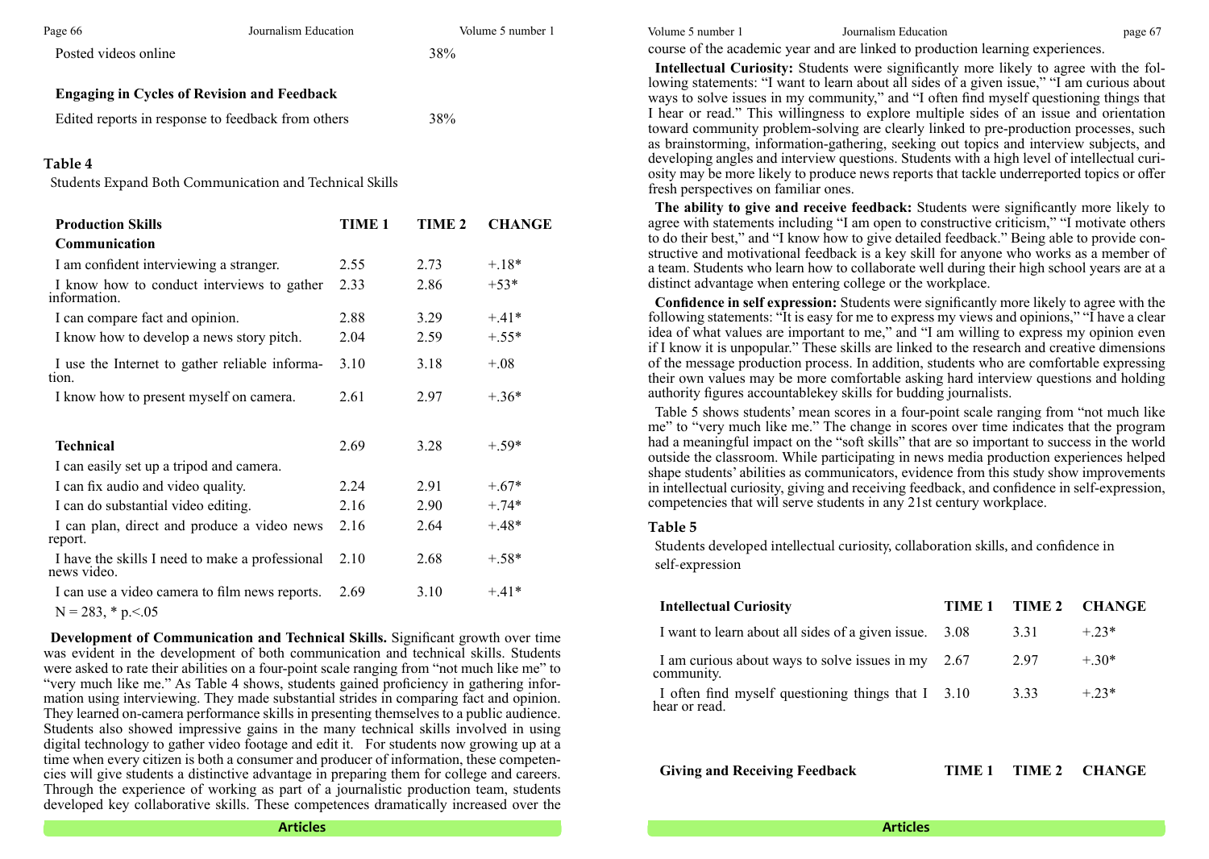| | |
|---|---|
| Posted videos online | 38% |
| **Engaging in Cycles of Revision and Feedback** | |
| Edited reports in response to feedback from others | 38% |

**Table 4**

Students Expand Both Communication and Technical Skills

| **Production Skills** | **TIME 1** | **TIME 2** | **CHANGE** |
|---|---|---|---|
| **Communication** | | | |
| I am confident interviewing a stranger. | 2.55 | 2.73 | +.18* |
| I know how to conduct interviews to gather information. | 2.33 | 2.86 | +53* |
| I can compare fact and opinion. | 2.88 | 3.29 | +.41* |
| I know how to develop a news story pitch. | 2.04 | 2.59 | +.55* |
| I use the Internet to gather reliable information. | 3.10 | 3.18 | +.08 |
| I know how to present myself on camera. | 2.61 | 2.97 | +.36* |
| **Technical** | 2.69 | 3.28 | +.59* |
| I can easily set up a tripod and camera. | | | |
| I can fix audio and video quality. | 2.24 | 2.91 | +.67* |
| I can do substantial video editing. | 2.16 | 2.90 | +.74* |
| I can plan, direct and produce a video news report. | 2.16 | 2.64 | +.48* |
| I have the skills I need to make a professional news video. | 2.10 | 2.68 | +.58* |
| I can use a video camera to film news reports. | 2.69 | 3.10 | +.41* |

N = 283, * p.<.05

**Development of Communication and Technical Skills.** Significant growth over time was evident in the development of both communication and technical skills. Students were asked to rate their abilities on a four-point scale ranging from "not much like me" to "very much like me." As Table 4 shows, students gained proficiency in gathering information using interviewing. They made substantial strides in comparing fact and opinion. They learned on-camera performance skills in presenting themselves to a public audience. Students also showed impressive gains in the many technical skills involved in using digital technology to gather video footage and edit it. For students now growing up at a time when every citizen is both a consumer and producer of information, these competencies will give students a distinctive advantage in preparing them for college and careers. Through the experience of working as part of a journalistic production team, students developed key collaborative skills. These competences dramatically increased over the course of the academic year and are linked to production learning experiences.

**Intellectual Curiosity:** Students were significantly more likely to agree with the following statements: "I want to learn about all sides of a given issue," "I am curious about ways to solve issues in my community," and "I often find myself questioning things that I hear or read." This willingness to explore multiple sides of an issue and orientation toward community problem-solving are clearly linked to pre-production processes, such as brainstorming, information-gathering, seeking out topics and interview subjects, and developing angles and interview questions. Students with a high level of intellectual curiosity may be more likely to produce news reports that tackle underreported topics or offer fresh perspectives on familiar ones.

**The ability to give and receive feedback:** Students were significantly more likely to agree with statements including "I am open to constructive criticism," "I motivate others to do their best," and "I know how to give detailed feedback." Being able to provide constructive and motivational feedback is a key skill for anyone who works as a member of a team. Students who learn how to collaborate well during their high school years are at a distinct advantage when entering college or the workplace.

**Confidence in self expression:** Students were significantly more likely to agree with the following statements: "It is easy for me to express my views and opinions," "I have a clear idea of what values are important to me," and "I am willing to express my opinion even if I know it is unpopular." These skills are linked to the research and creative dimensions of the message production process. In addition, students who are comfortable expressing their own values may be more comfortable asking hard interview questions and holding authority figures accountablekey skills for budding journalists.

Table 5 shows students' mean scores in a four-point scale ranging from "not much like me" to "very much like me." The change in scores over time indicates that the program had a meaningful impact on the "soft skills" that are so important to success in the world outside the classroom. While participating in news media production experiences helped shape students' abilities as communicators, evidence from this study show improvements in intellectual curiosity, giving and receiving feedback, and confidence in self-expression, competencies that will serve students in any 21st century workplace.

**Table 5**

Students developed intellectual curiosity, collaboration skills, and confidence in self-expression

| **Intellectual Curiosity** | **TIME 1** | **TIME 2** | **CHANGE** |
|---|---|---|---|
| I want to learn about all sides of a given issue. | 3.08 | 3.31 | +.23* |
| I am curious about ways to solve issues in my community. | 2.67 | 2.97 | +.30* |
| I often find myself questioning things that I hear or read. | 3.10 | 3.33 | +.23* |
| **Giving and Receiving Feedback** | **TIME 1** | **TIME 2** | **CHANGE** |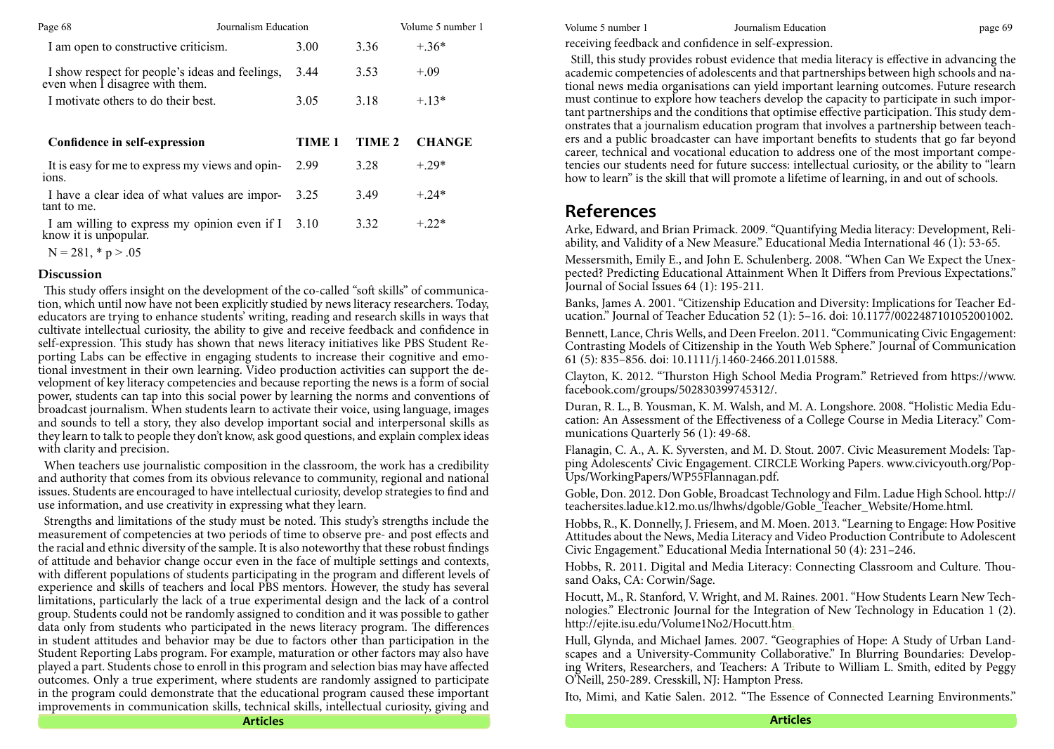| | | | |
|---|---|---|---|
| I am open to constructive criticism. | 3.00 | 3.36 | +.36* |
| I show respect for people's ideas and feelings, even when I disagree with them. | 3.44 | 3.53 | +.09 |
| I motivate others to do their best. | 3.05 | 3.18 | +.13* |
| **Confidence in self-expression** | **TIME 1** | **TIME 2** | **CHANGE** |
| It is easy for me to express my views and opinions. | 2.99 | 3.28 | +.29* |
| I have a clear idea of what values are important to me. | 3.25 | 3.49 | +.24* |
| I am willing to express my opinion even if I know it is unpopular. | 3.10 | 3.32 | +.22* |

N = 281, * p > .05

### Discussion

This study offers insight on the development of the co-called "soft skills" of communication, which until now have not been explicitly studied by news literacy researchers. Today, educators are trying to enhance students' writing, reading and research skills in ways that cultivate intellectual curiosity, the ability to give and receive feedback and confidence in self-expression. This study has shown that news literacy initiatives like PBS Student Reporting Labs can be effective in engaging students to increase their cognitive and emotional investment in their own learning. Video production activities can support the development of key literacy competencies and because reporting the news is a form of social power, students can tap into this social power by learning the norms and conventions of broadcast journalism. When students learn to activate their voice, using language, images and sounds to tell a story, they also develop important social and interpersonal skills as they learn to talk to people they don't know, ask good questions, and explain complex ideas with clarity and precision.

When teachers use journalistic composition in the classroom, the work has a credibility and authority that comes from its obvious relevance to community, regional and national issues. Students are encouraged to have intellectual curiosity, develop strategies to find and use information, and use creativity in expressing what they learn.

Strengths and limitations of the study must be noted. This study's strengths include the measurement of competencies at two periods of time to observe pre- and post effects and the racial and ethnic diversity of the sample. It is also noteworthy that these robust findings of attitude and behavior change occur even in the face of multiple settings and contexts, with different populations of students participating in the program and different levels of experience and skills of teachers and local PBS mentors. However, the study has several limitations, particularly the lack of a true experimental design and the lack of a control group. Students could not be randomly assigned to condition and it was possible to gather data only from students who participated in the news literacy program. The differences in student attitudes and behavior may be due to factors other than participation in the Student Reporting Labs program. For example, maturation or other factors may also have played a part. Students chose to enroll in this program and selection bias may have affected outcomes. Only a true experiment, where students are randomly assigned to participate in the program could demonstrate that the educational program caused these important improvements in communication skills, technical skills, intellectual curiosity, giving and receiving feedback and confidence in self-expression.

Still, this study provides robust evidence that media literacy is effective in advancing the academic competencies of adolescents and that partnerships between high schools and national news media organisations can yield important learning outcomes. Future research must continue to explore how teachers develop the capacity to participate in such important partnerships and the conditions that optimise effective participation. This study demonstrates that a journalism education program that involves a partnership between teachers and a public broadcaster can have important benefits to students that go far beyond career, technical and vocational education to address one of the most important competencies our students need for future success: intellectual curiosity, or the ability to "learn how to learn" is the skill that will promote a lifetime of learning, in and out of schools.

## References

Arke, Edward, and Brian Primack. 2009. "Quantifying Media literacy: Development, Reliability, and Validity of a New Measure." Educational Media International 46 (1): 53-65.

Messersmith, Emily E., and John E. Schulenberg. 2008. "When Can We Expect the Unexpected? Predicting Educational Attainment When It Differs from Previous Expectations." Journal of Social Issues 64 (1): 195-211.

Banks, James A. 2001. "Citizenship Education and Diversity: Implications for Teacher Education." Journal of Teacher Education 52 (1): 5–16. doi: 10.1177/0022487101052001002.

Bennett, Lance, Chris Wells, and Deen Freelon. 2011. "Communicating Civic Engagement: Contrasting Models of Citizenship in the Youth Web Sphere." Journal of Communication 61 (5): 835–856. doi: 10.1111/j.1460-2466.2011.01588.

Clayton, K. 2012. "Thurston High School Media Program." Retrieved from https://www.facebook.com/groups/502830399745312/.

Duran, R. L., B. Yousman, K. M. Walsh, and M. A. Longshore. 2008. "Holistic Media Education: An Assessment of the Effectiveness of a College Course in Media Literacy." Communications Quarterly 56 (1): 49-68.

Flanagin, C. A., A. K. Syversten, and M. D. Stout. 2007. Civic Measurement Models: Tapping Adolescents' Civic Engagement. CIRCLE Working Papers. www.civicyouth.org/PopUps/WorkingPapers/WP55Flannagan.pdf.

Goble, Don. 2012. Don Goble, Broadcast Technology and Film. Ladue High School. http://teachersites.ladue.k12.mo.us/lhwhs/dgoble/Goble_Teacher_Website/Home.html.

Hobbs, R., K. Donnelly, J. Friesem, and M. Moen. 2013. "Learning to Engage: How Positive Attitudes about the News, Media Literacy and Video Production Contribute to Adolescent Civic Engagement." Educational Media International 50 (4): 231–246.

Hobbs, R. 2011. Digital and Media Literacy: Connecting Classroom and Culture. Thousand Oaks, CA: Corwin/Sage.

Hocutt, M., R. Stanford, V. Wright, and M. Raines. 2001. "How Students Learn New Technologies." Electronic Journal for the Integration of New Technology in Education 1 (2). http://ejite.isu.edu/Volume1No2/Hocutt.htm.

Hull, Glynda, and Michael James. 2007. "Geographies of Hope: A Study of Urban Landscapes and a University-Community Collaborative." In Blurring Boundaries: Developing Writers, Researchers, and Teachers: A Tribute to William L. Smith, edited by Peggy O'Neill, 250-289. Cresskill, NJ: Hampton Press.

Ito, Mimi, and Katie Salen. 2012. "The Essence of Connected Learning Environments."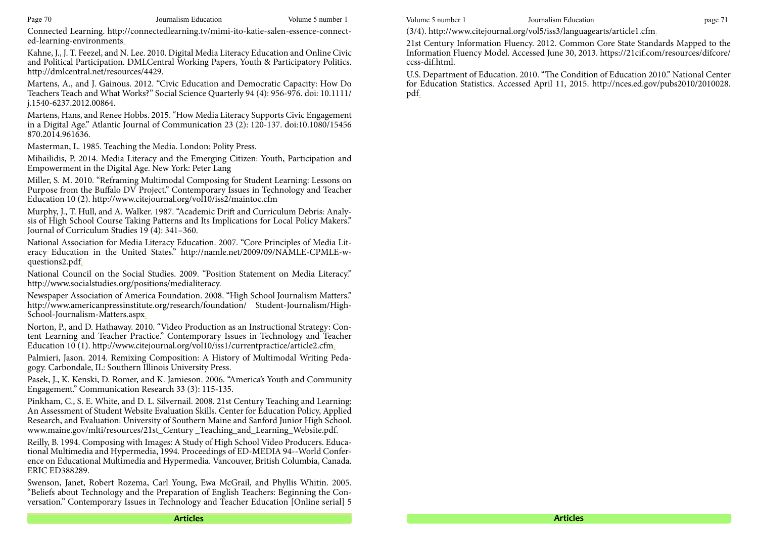Connected Learning. http://connectedlearning.tv/mimi-ito-katie-salen-essence-connected-learning-environments.

Kahne, J., J. T. Feezel, and N. Lee. 2010. Digital Media Literacy Education and Online Civic and Political Participation. DMLCentral Working Papers, Youth & Participatory Politics. http://dmlcentral.net/resources/4429.

Martens, A., and J. Gainous. 2012. "Civic Education and Democratic Capacity: How Do Teachers Teach and What Works?" Social Science Quarterly 94 (4): 956-976. doi: 10.1111/j.1540-6237.2012.00864.

Martens, Hans, and Renee Hobbs. 2015. "How Media Literacy Supports Civic Engagement in a Digital Age." Atlantic Journal of Communication 23 (2): 120-137. doi:10.1080/15456870.2014.961636.

Masterman, L. 1985. Teaching the Media. London: Polity Press.

Mihailidis, P. 2014. Media Literacy and the Emerging Citizen: Youth, Participation and Empowerment in the Digital Age. New York: Peter Lang

Miller, S. M. 2010. "Reframing Multimodal Composing for Student Learning: Lessons on Purpose from the Buffalo DV Project." Contemporary Issues in Technology and Teacher Education 10 (2). http://www.citejournal.org/vol10/iss2/maintoc.cfm

Murphy, J., T. Hull, and A. Walker. 1987. "Academic Drift and Curriculum Debris: Analysis of High School Course Taking Patterns and Its Implications for Local Policy Makers." Journal of Curriculum Studies 19 (4): 341–360.

National Association for Media Literacy Education. 2007. "Core Principles of Media Literacy Education in the United States." http://namle.net/2009/09/NAMLE-CPMLE-w-questions2.pdf.

National Council on the Social Studies. 2009. "Position Statement on Media Literacy." http://www.socialstudies.org/positions/medialiteracy.

Newspaper Association of America Foundation. 2008. "High School Journalism Matters." http://www.americanpressinstitute.org/research/foundation/ Student-Journalism/High-School-Journalism-Matters.aspx.

Norton, P., and D. Hathaway. 2010. "Video Production as an Instructional Strategy: Content Learning and Teacher Practice." Contemporary Issues in Technology and Teacher Education 10 (1). http://www.citejournal.org/vol10/iss1/currentpractice/article2.cfm.

Palmieri, Jason. 2014. Remixing Composition: A History of Multimodal Writing Pedagogy. Carbondale, IL: Southern Illinois University Press.

Pasek, J., K. Kenski, D. Romer, and K. Jamieson. 2006. "America's Youth and Community Engagement." Communication Research 33 (3): 115-135.

Pinkham, C., S. E. White, and D. L. Silvernail. 2008. 21st Century Teaching and Learning: An Assessment of Student Website Evaluation Skills. Center for Education Policy, Applied Research, and Evaluation: University of Southern Maine and Sanford Junior High School. www.maine.gov/mlti/resources/21st_Century _Teaching_and_Learning_Website.pdf.

Reilly, B. 1994. Composing with Images: A Study of High School Video Producers. Educational Multimedia and Hypermedia, 1994. Proceedings of ED-MEDIA 94--World Conference on Educational Multimedia and Hypermedia. Vancouver, British Columbia, Canada. ERIC ED388289.

Swenson, Janet, Robert Rozema, Carl Young, Ewa McGrail, and Phyllis Whitin. 2005. "Beliefs about Technology and the Preparation of English Teachers: Beginning the Conversation." Contemporary Issues in Technology and Teacher Education [Online serial] 5 (3/4). http://www.citejournal.org/vol5/iss3/languagearts/article1.cfm.

21st Century Information Fluency. 2012. Common Core State Standards Mapped to the Information Fluency Model. Accessed June 30, 2013. https://21cif.com/resources/difcore/ccss-dif.html.

U.S. Department of Education. 2010. "The Condition of Education 2010." National Center for Education Statistics. Accessed April 11, 2015. http://nces.ed.gov/pubs2010/2010028.pdf.